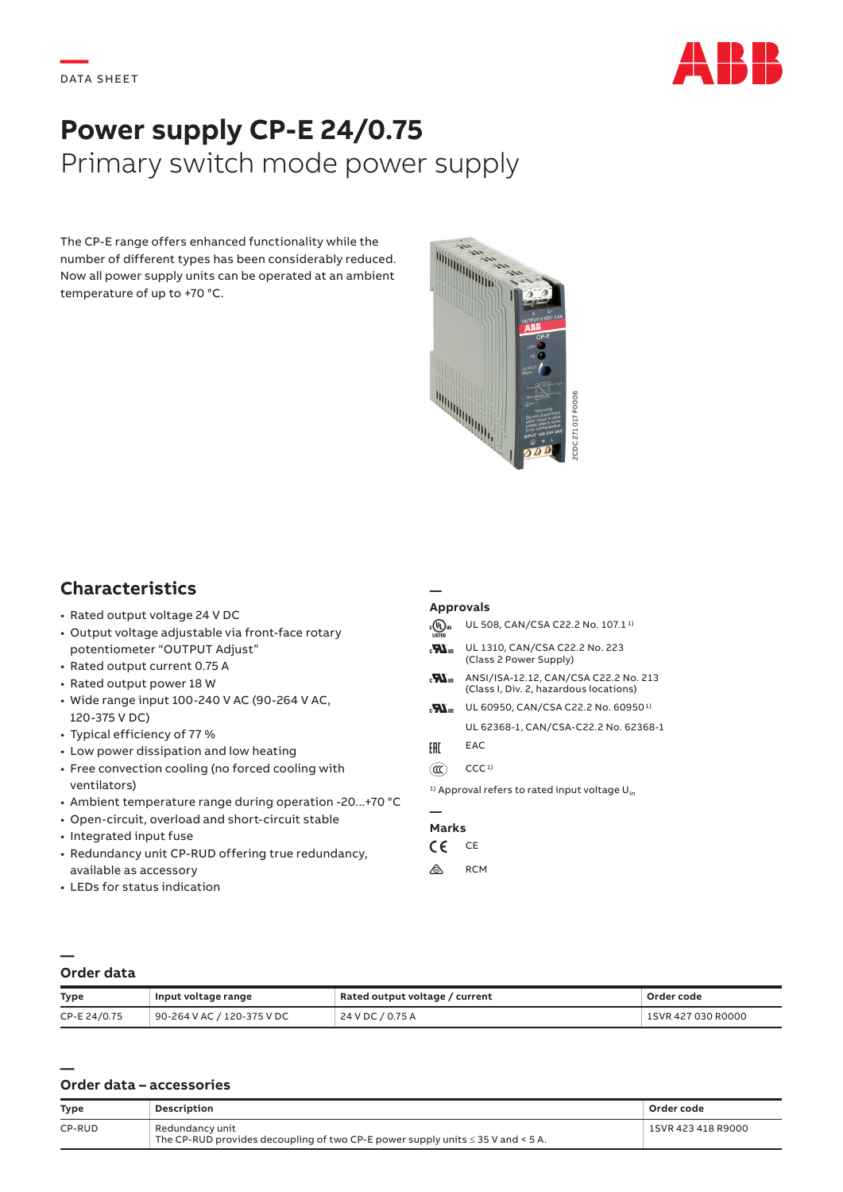DATA SHEET

# Power supply CP-E 24/0.75

## Primary switch mode power supply

The CP-E range offers enhanced functionality while the number of different types has been considerably reduced. Now all power supply units can be operated at an ambient temperature of up to +70 °C.

## Characteristics

- Rated output voltage 24 V DC
- Output voltage adjustable via front-face rotary potentiometer "OUTPUT Adjust"
- Rated output current 0.75 A
- Rated output power 18 W
- Wide range input 100-240 V AC (90-264 V AC, 120-375 V DC)
- Typical efficiency of 77 %
- Low power dissipation and low heating
- Free convection cooling (no forced cooling with ventilators)
- Ambient temperature range during operation -20...+70 °C
- Open-circuit, overload and short-circuit stable
- Integrated input fuse
- Redundancy unit CP-RUD offering true redundancy, available as accessory
- LEDs for status indication

### Approvals

- UL 508, CAN/CSA C22.2 No. 107.1 [1]
- UL 1310, CAN/CSA C22.2 No. 223 (Class 2 Power Supply)
- ANSI/ISA-12.12, CAN/CSA C22.2 No. 213 (Class I, Div. 2, hazardous locations)
- UL 60950, CAN/CSA C22.2 No. 60950 [1]
- UL 62368-1, CAN/CSA-C22.2 No. 62368-1
- EAC
- CCC [1]

[1] Approval refers to rated input voltage $U_{in}$

### Marks

- CE
- RCM

## Order data

| Type | Input voltage range | Rated output voltage / current | Order code |
|---|---|---|---|
| CP-E 24/0.75 | 90-264 V AC / 120-375 V DC | 24 V DC / 0.75 A | 1SVR 427 030 R0000 |

## Order data – accessories

| Type | Description | Order code |
|---|---|---|
| CP-RUD | Redundancy unit<br>The CP-RUD provides decoupling of two CP-E power supply units ≤ 35 V and < 5 A. | 1SVR 423 418 R9000 |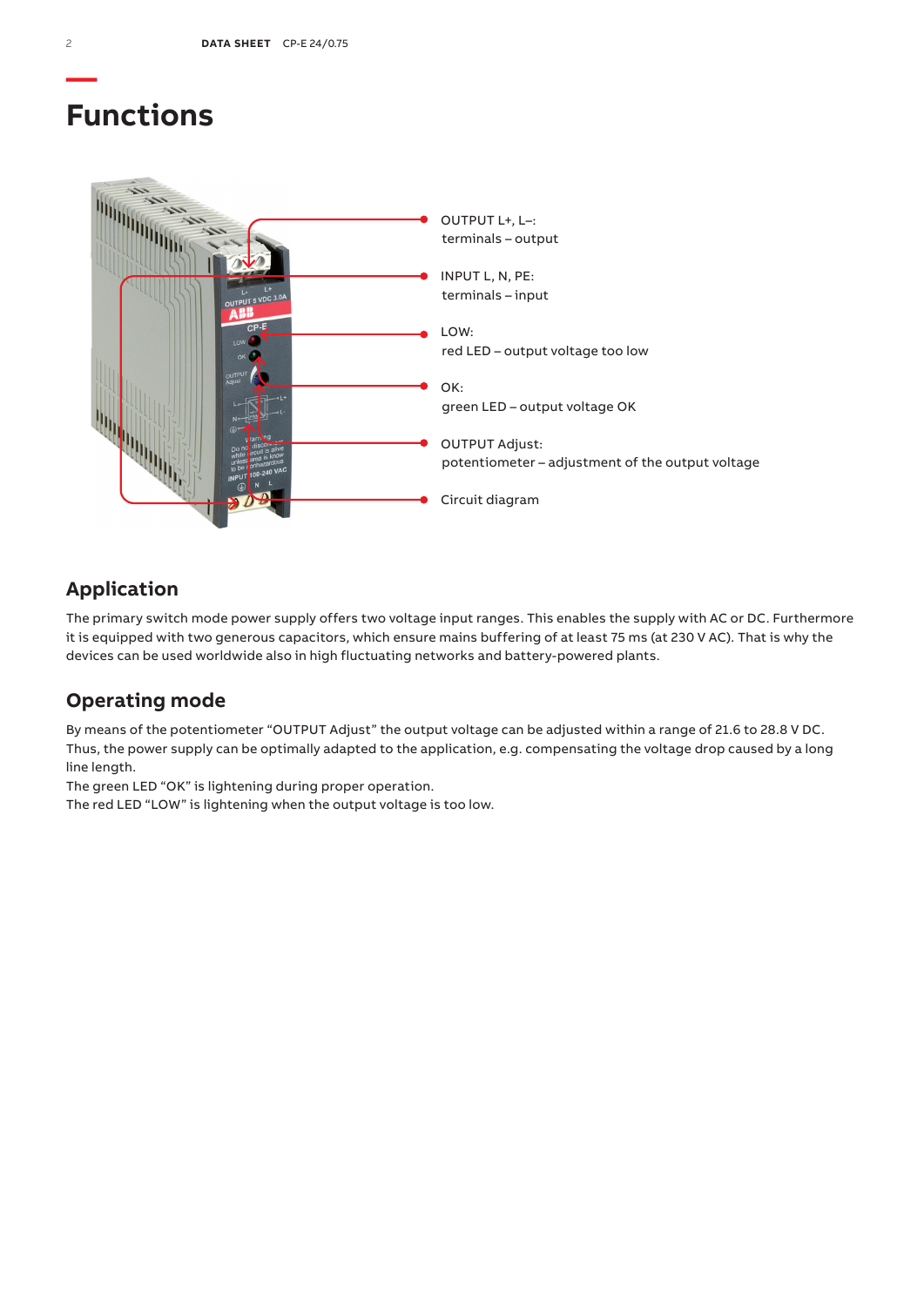# Functions

OUTPUT L+, L–:
terminals – output

INPUT L, N, PE:
terminals – input

LOW:
red LED – output voltage too low

OK:
green LED – output voltage OK

OUTPUT Adjust:
potentiometer – adjustment of the output voltage

Circuit diagram

## Application

The primary switch mode power supply offers two voltage input ranges. This enables the supply with AC or DC. Furthermore it is equipped with two generous capacitors, which ensure mains buffering of at least 75 ms (at 230 V AC). That is why the devices can be used worldwide also in high fluctuating networks and battery-powered plants.

## Operating mode

By means of the potentiometer “OUTPUT Adjust” the output voltage can be adjusted within a range of 21.6 to 28.8 V DC. Thus, the power supply can be optimally adapted to the application, e.g. compensating the voltage drop caused by a long line length.
The green LED “OK” is lightening during proper operation.
The red LED “LOW” is lightening when the output voltage is too low.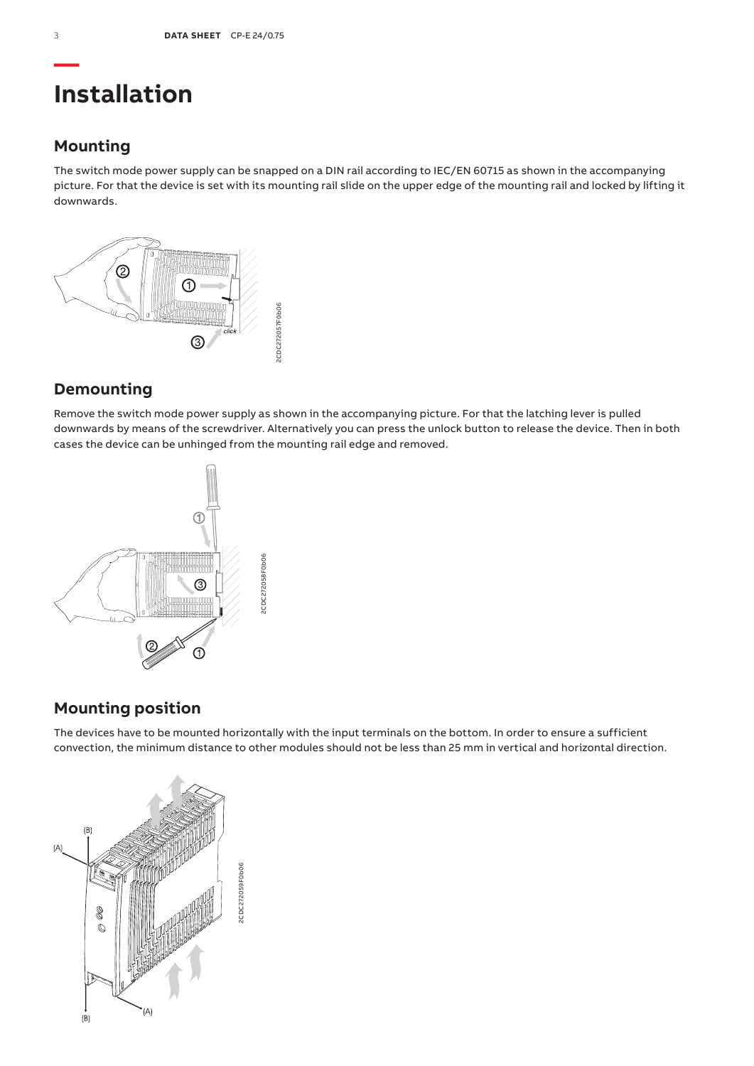# Installation

## Mounting

The switch mode power supply can be snapped on a DIN rail according to IEC/EN 60715 as shown in the accompanying picture. For that the device is set with its mounting rail slide on the upper edge of the mounting rail and locked by lifting it downwards.

## Demounting

Remove the switch mode power supply as shown in the accompanying picture. For that the latching lever is pulled downwards by means of the screwdriver. Alternatively you can press the unlock button to release the device. Then in both cases the device can be unhinged from the mounting rail edge and removed.

## Mounting position

The devices have to be mounted horizontally with the input terminals on the bottom. In order to ensure a sufficient convection, the minimum distance to other modules should not be less than 25 mm in vertical and horizontal direction.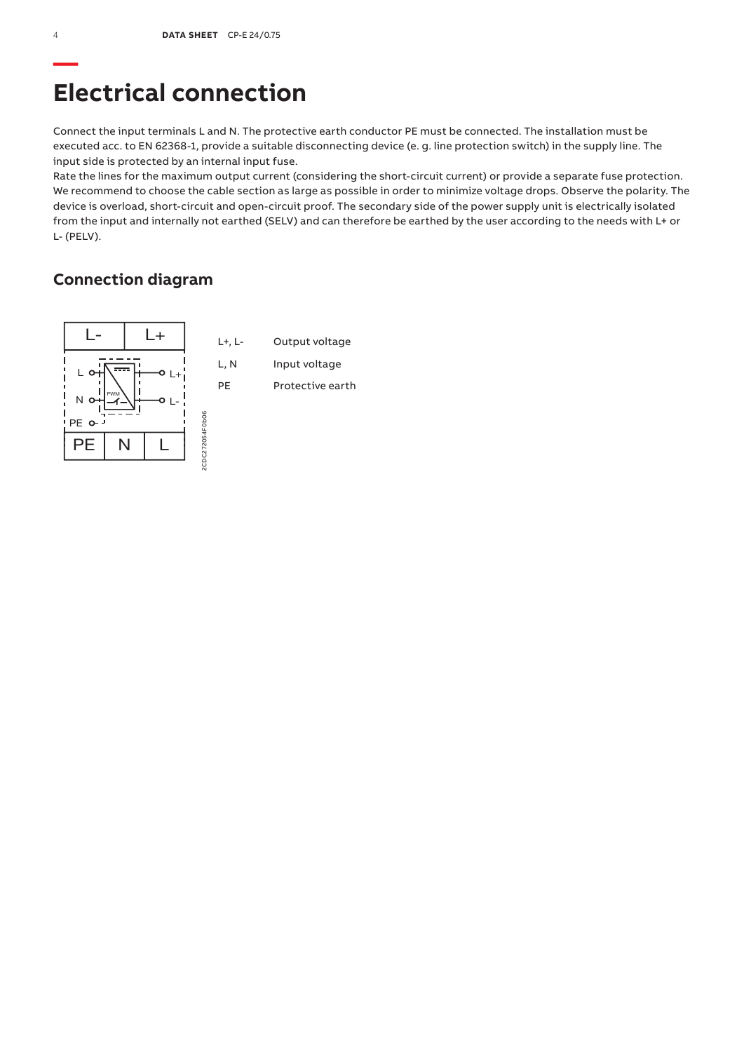# Electrical connection

Connect the input terminals L and N. The protective earth conductor PE must be connected. The installation must be executed acc. to EN 62368-1, provide a suitable disconnecting device (e. g. line protection switch) in the supply line. The input side is protected by an internal input fuse.
Rate the lines for the maximum output current (considering the short-circuit current) or provide a separate fuse protection. We recommend to choose the cable section as large as possible in order to minimize voltage drops. Observe the polarity. The device is overload, short-circuit and open-circuit proof. The secondary side of the power supply unit is electrically isolated from the input and internally not earthed (SELV) and can therefore be earthed by the user according to the needs with L+ or L- (PELV).

## Connection diagram

2CDC272054F0b06

| | |
|---|---|
| L+, L- | Output voltage |
| L, N | Input voltage |
| PE | Protective earth |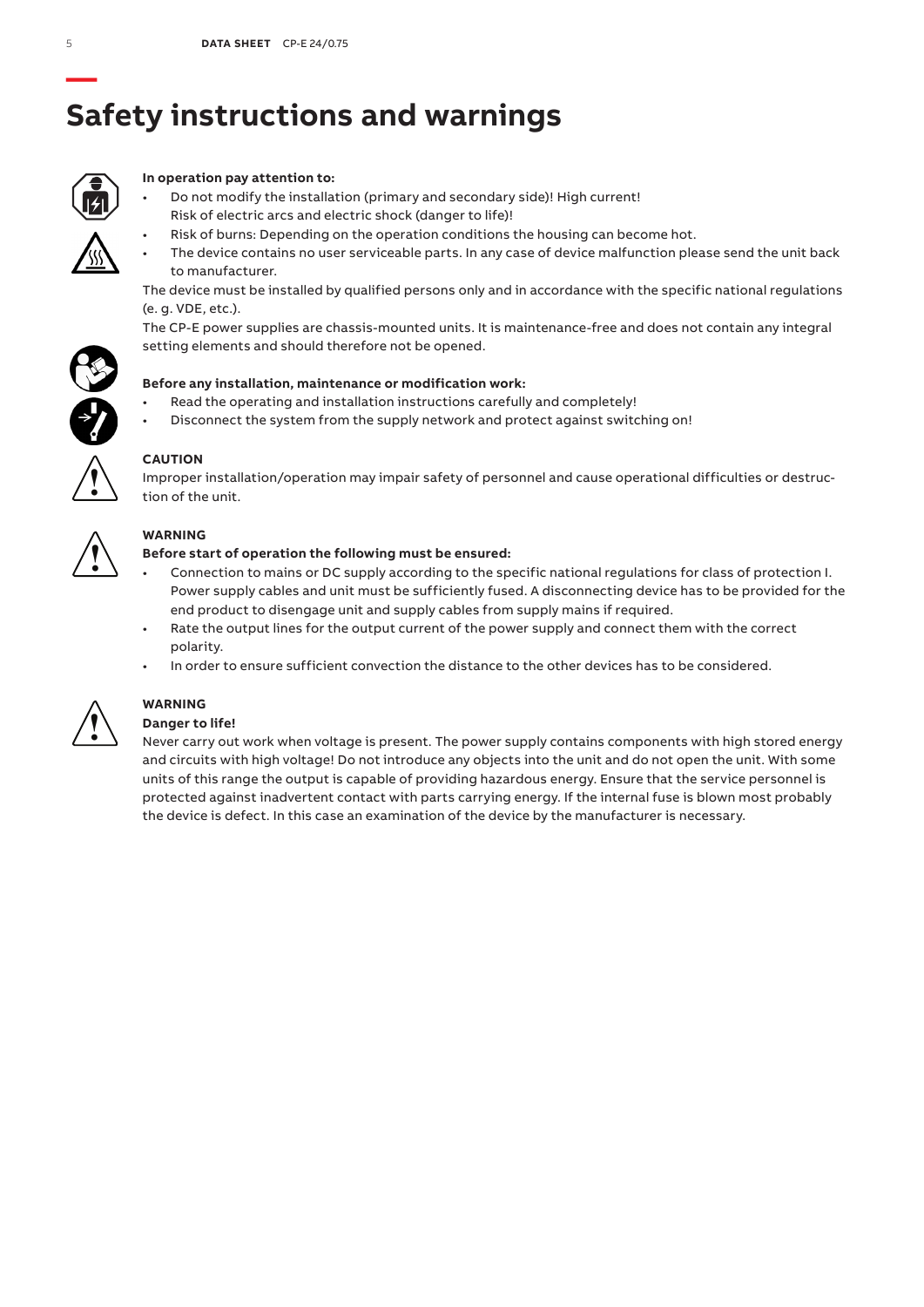# Safety instructions and warnings

**In operation pay attention to:**

- Do not modify the installation (primary and secondary side)! High current! Risk of electric arcs and electric shock (danger to life)!
- Risk of burns: Depending on the operation conditions the housing can become hot.
- The device contains no user serviceable parts. In any case of device malfunction please send the unit back to manufacturer.

The device must be installed by qualified persons only and in accordance with the specific national regulations (e. g. VDE, etc.).

The CP-E power supplies are chassis-mounted units. It is maintenance-free and does not contain any integral setting elements and should therefore not be opened.

**Before any installation, maintenance or modification work:**

- Read the operating and installation instructions carefully and completely!
- Disconnect the system from the supply network and protect against switching on!

**CAUTION**

Improper installation/operation may impair safety of personnel and cause operational difficulties or destruction of the unit.

**WARNING**

**Before start of operation the following must be ensured:**

- Connection to mains or DC supply according to the specific national regulations for class of protection I. Power supply cables and unit must be sufficiently fused. A disconnecting device has to be provided for the end product to disengage unit and supply cables from supply mains if required.
- Rate the output lines for the output current of the power supply and connect them with the correct polarity.
- In order to ensure sufficient convection the distance to the other devices has to be considered.

**WARNING**

**Danger to life!**

Never carry out work when voltage is present. The power supply contains components with high stored energy and circuits with high voltage! Do not introduce any objects into the unit and do not open the unit. With some units of this range the output is capable of providing hazardous energy. Ensure that the service personnel is protected against inadvertent contact with parts carrying energy. If the internal fuse is blown most probably the device is defect. In this case an examination of the device by the manufacturer is necessary.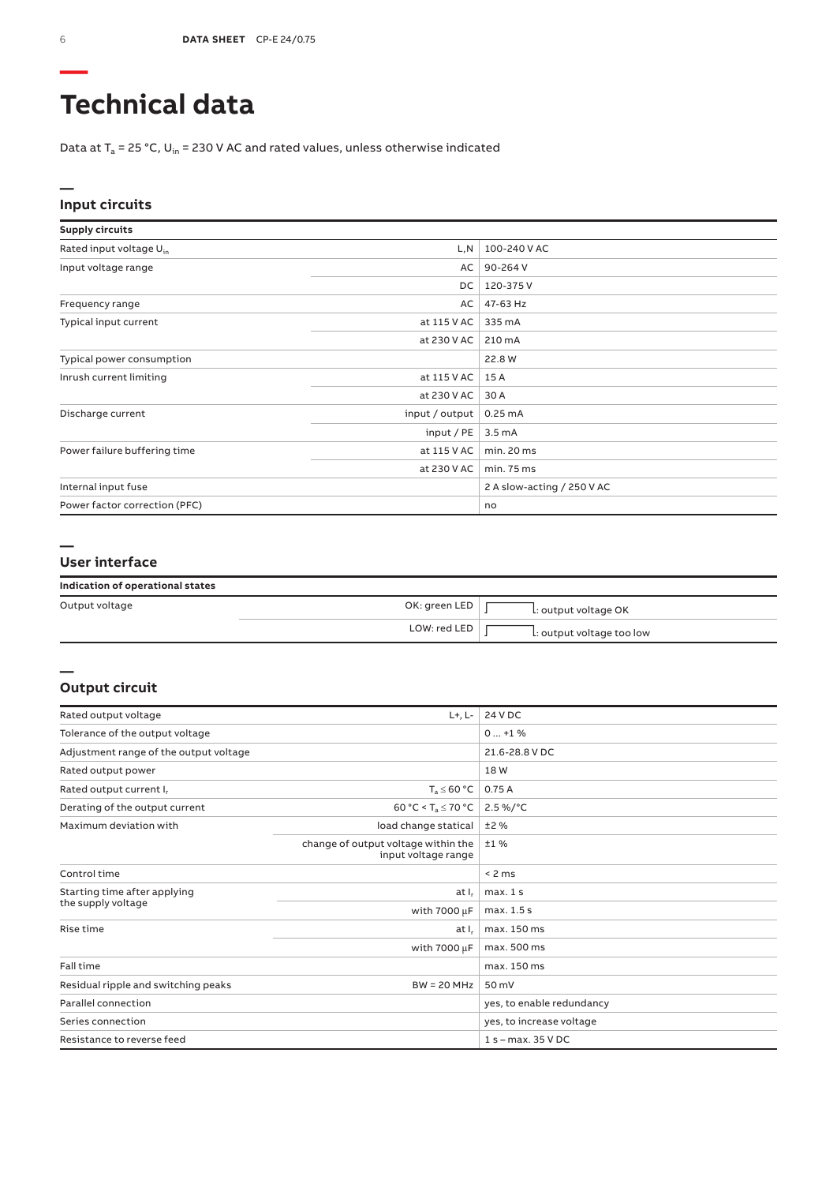# Technical data

Data at $T_a$ = 25 °C, $U_{in}$ = 230 V AC and rated values, unless otherwise indicated

## Input circuits

| Supply circuits | | |
|---|---|---|
| Rated input voltage $U_{in}$ | L,N | 100-240 V AC |
| Input voltage range | AC | 90-264 V |
| | DC | 120-375 V |
| Frequency range | AC | 47-63 Hz |
| Typical input current | at 115 V AC | 335 mA |
| | at 230 V AC | 210 mA |
| Typical power consumption | | 22.8 W |
| Inrush current limiting | at 115 V AC | 15 A |
| | at 230 V AC | 30 A |
| Discharge current | input / output | 0.25 mA |
| | input / PE | 3.5 mA |
| Power failure buffering time | at 115 V AC | min. 20 ms |
| | at 230 V AC | min. 75 ms |
| Internal input fuse | | 2 A slow-acting / 250 V AC |
| Power factor correction (PFC) | | no |

## User interface

| Indication of operational states | | |
|---|---|---|
| Output voltage | OK: green LED | ⎍: output voltage OK |
| | LOW: red LED | ⎍: output voltage too low |

## Output circuit

| | | |
|---|---|---|
| Rated output voltage | L+, L- | 24 V DC |
| Tolerance of the output voltage | | 0 ... +1 % |
| Adjustment range of the output voltage | | 21.6-28.8 V DC |
| Rated output power | | 18 W |
| Rated output current $I_r$ | $T_a \leq 60$ °C | 0.75 A |
| Derating of the output current | 60 °C < $T_a \leq 70$ °C | 2.5 %/°C |
| Maximum deviation with | load change statical | ±2 % |
| | change of output voltage within the input voltage range | ±1 % |
| Control time | | < 2 ms |
| Starting time after applying the supply voltage | at $I_r$ | max. 1 s |
| | with 7000 µF | max. 1.5 s |
| Rise time | at $I_r$ | max. 150 ms |
| | with 7000 µF | max. 500 ms |
| Fall time | | max. 150 ms |
| Residual ripple and switching peaks | BW = 20 MHz | 50 mV |
| Parallel connection | | yes, to enable redundancy |
| Series connection | | yes, to increase voltage |
| Resistance to reverse feed | | 1 s – max. 35 V DC |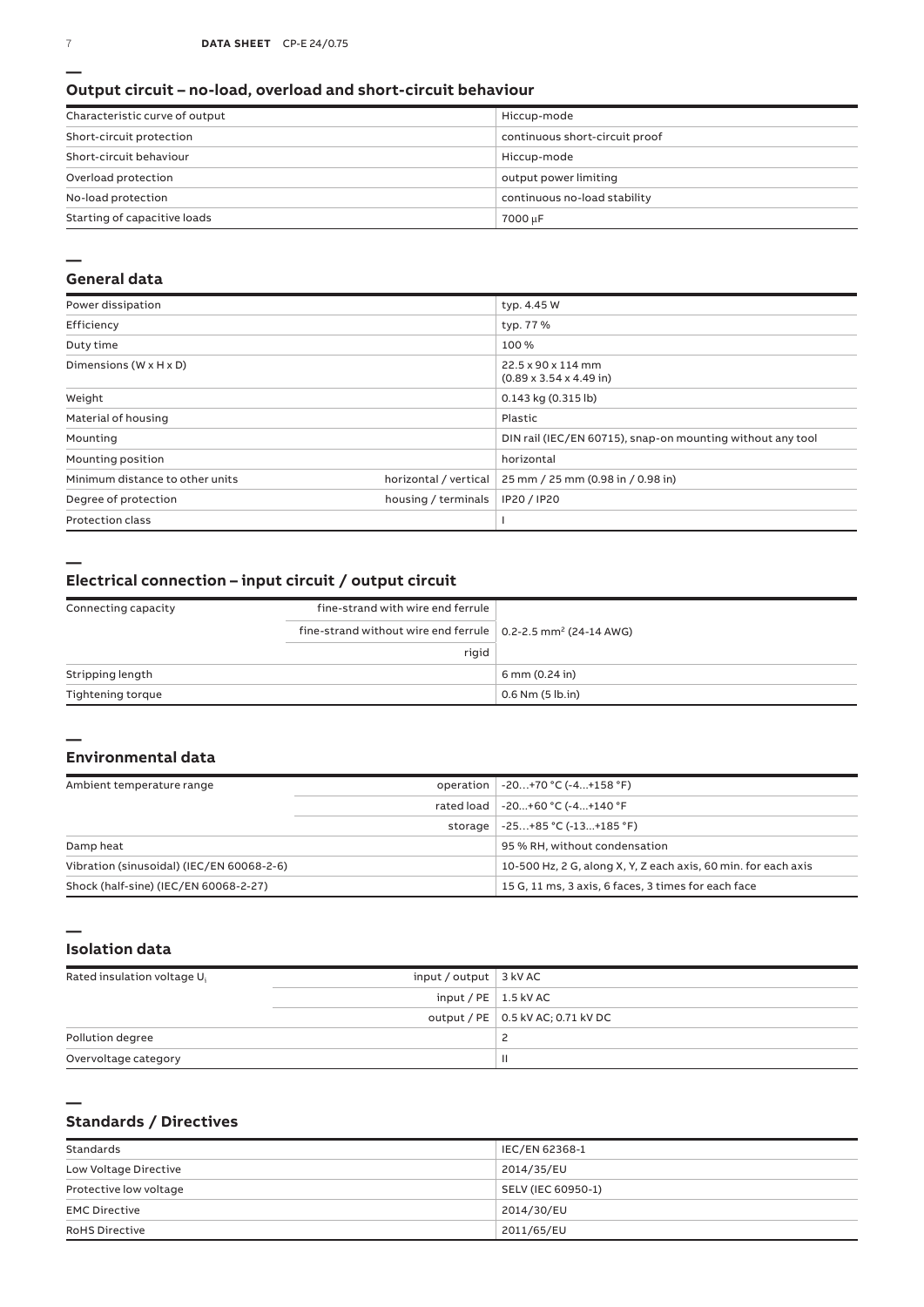## Output circuit – no-load, overload and short-circuit behaviour

| | |
|---|---|
| Characteristic curve of output | Hiccup-mode |
| Short-circuit protection | continuous short-circuit proof |
| Short-circuit behaviour | Hiccup-mode |
| Overload protection | output power limiting |
| No-load protection | continuous no-load stability |
| Starting of capacitive loads | 7000 μF |

## General data

| | | |
|---|---|---|
| Power dissipation | | typ. 4.45 W |
| Efficiency | | typ. 77 % |
| Duty time | | 100 % |
| Dimensions (W x H x D) | | 22.5 x 90 x 114 mm (0.89 x 3.54 x 4.49 in) |
| Weight | | 0.143 kg (0.315 lb) |
| Material of housing | | Plastic |
| Mounting | | DIN rail (IEC/EN 60715), snap-on mounting without any tool |
| Mounting position | | horizontal |
| Minimum distance to other units | horizontal / vertical | 25 mm / 25 mm (0.98 in / 0.98 in) |
| Degree of protection | housing / terminals | IP20 / IP20 |
| Protection class | | I |

## Electrical connection – input circuit / output circuit

| | | |
|---|---|---|
| Connecting capacity | fine-strand with wire end ferrule | 0.2-2.5 mm² (24-14 AWG) |
| | fine-strand without wire end ferrule | |
| | rigid | |
| Stripping length | | 6 mm (0.24 in) |
| Tightening torque | | 0.6 Nm (5 lb.in) |

## Environmental data

| | | |
|---|---|---|
| Ambient temperature range | operation | -20...+70 °C (-4...+158 °F) |
| | rated load | -20...+60 °C (-4...+140 °F |
| | storage | -25...+85 °C (-13...+185 °F) |
| Damp heat | | 95 % RH, without condensation |
| Vibration (sinusoidal) (IEC/EN 60068-2-6) | | 10-500 Hz, 2 G, along X, Y, Z each axis, 60 min. for each axis |
| Shock (half-sine) (IEC/EN 60068-2-27) | | 15 G, 11 ms, 3 axis, 6 faces, 3 times for each face |

## Isolation data

| | | |
|---|---|---|
| Rated insulation voltage $U_i$ | input / output | 3 kV AC |
| | input / PE | 1.5 kV AC |
| | output / PE | 0.5 kV AC; 0.71 kV DC |
| Pollution degree | | 2 |
| Overvoltage category | | II |

## Standards / Directives

| | |
|---|---|
| Standards | IEC/EN 62368-1 |
| Low Voltage Directive | 2014/35/EU |
| Protective low voltage | SELV (IEC 60950-1) |
| EMC Directive | 2014/30/EU |
| RoHS Directive | 2011/65/EU |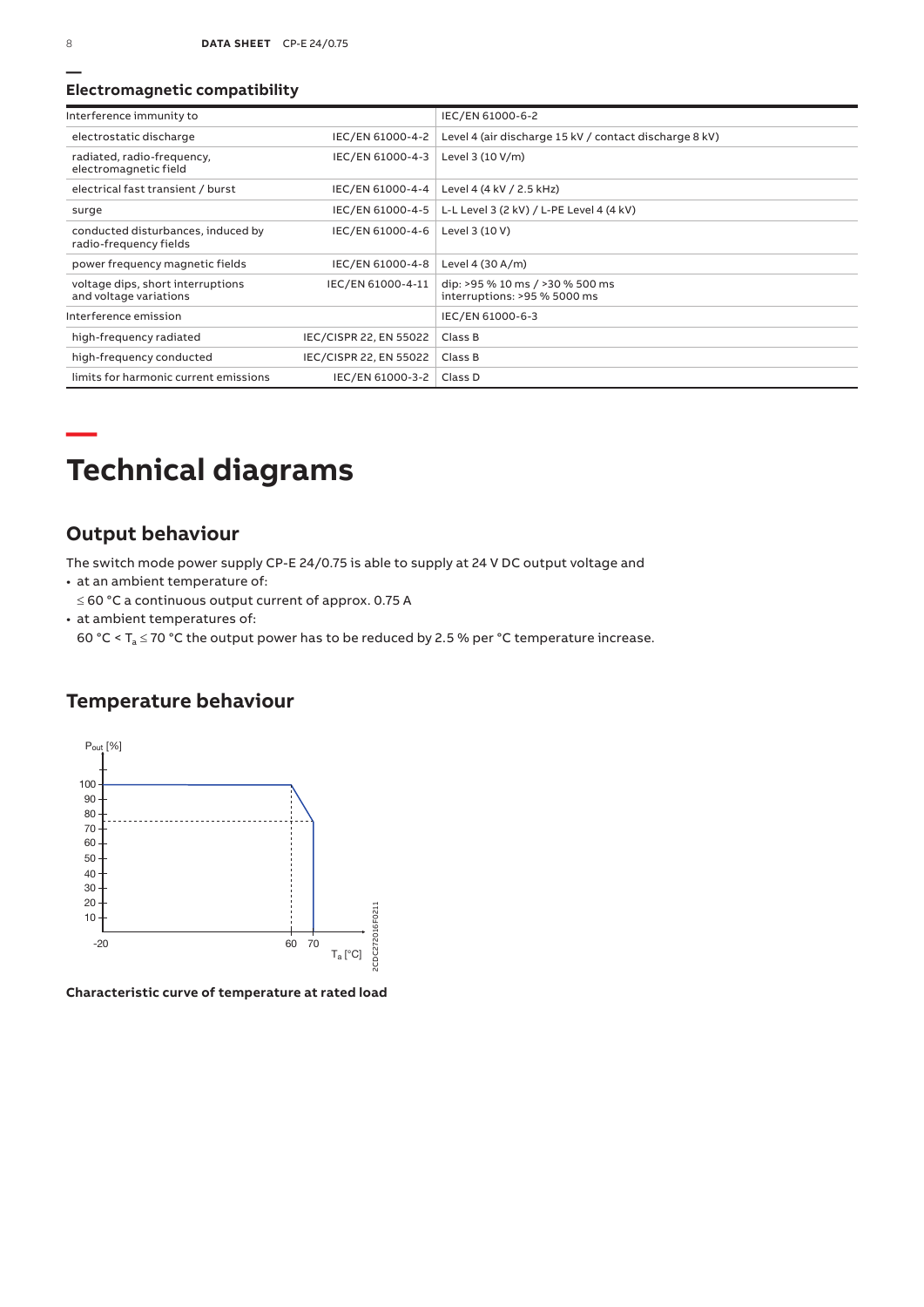## Electromagnetic compatibility

| Interference immunity to | | IEC/EN 61000-6-2 |
|---|---|---|
| electrostatic discharge | IEC/EN 61000-4-2 | Level 4 (air discharge 15 kV / contact discharge 8 kV) |
| radiated, radio-frequency, electromagnetic field | IEC/EN 61000-4-3 | Level 3 (10 V/m) |
| electrical fast transient / burst | IEC/EN 61000-4-4 | Level 4 (4 kV / 2.5 kHz) |
| surge | IEC/EN 61000-4-5 | L-L Level 3 (2 kV) / L-PE Level 4 (4 kV) |
| conducted disturbances, induced by radio-frequency fields | IEC/EN 61000-4-6 | Level 3 (10 V) |
| power frequency magnetic fields | IEC/EN 61000-4-8 | Level 4 (30 A/m) |
| voltage dips, short interruptions and voltage variations | IEC/EN 61000-4-11 | dip: >95 % 10 ms / >30 % 500 ms interruptions: >95 % 5000 ms |
| Interference emission | | IEC/EN 61000-6-3 |
| high-frequency radiated | IEC/CISPR 22, EN 55022 | Class B |
| high-frequency conducted | IEC/CISPR 22, EN 55022 | Class B |
| limits for harmonic current emissions | IEC/EN 61000-3-2 | Class D |

# Technical diagrams

## Output behaviour

The switch mode power supply CP-E 24/0.75 is able to supply at 24 V DC output voltage and

- at an ambient temperature of:
  ≤ 60 °C a continuous output current of approx. 0.75 A
- at ambient temperatures of:
  60 °C < $T_a$ ≤ 70 °C the output power has to be reduced by 2.5 % per °C temperature increase.

## Temperature behaviour

**Characteristic curve of temperature at rated load**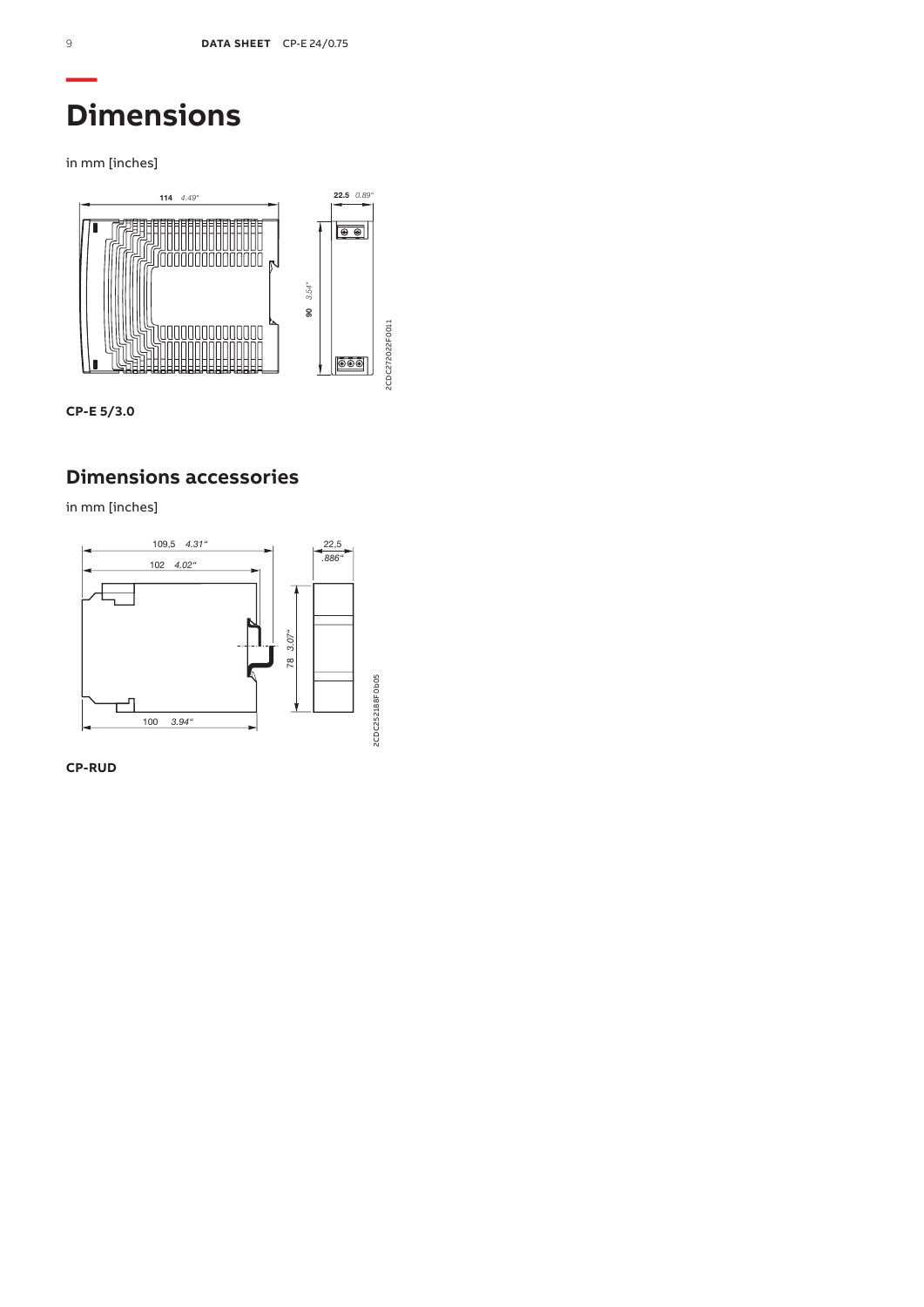# Dimensions

in mm [inches]

CP-E 5/3.0

## Dimensions accessories

in mm [inches]

CP-RUD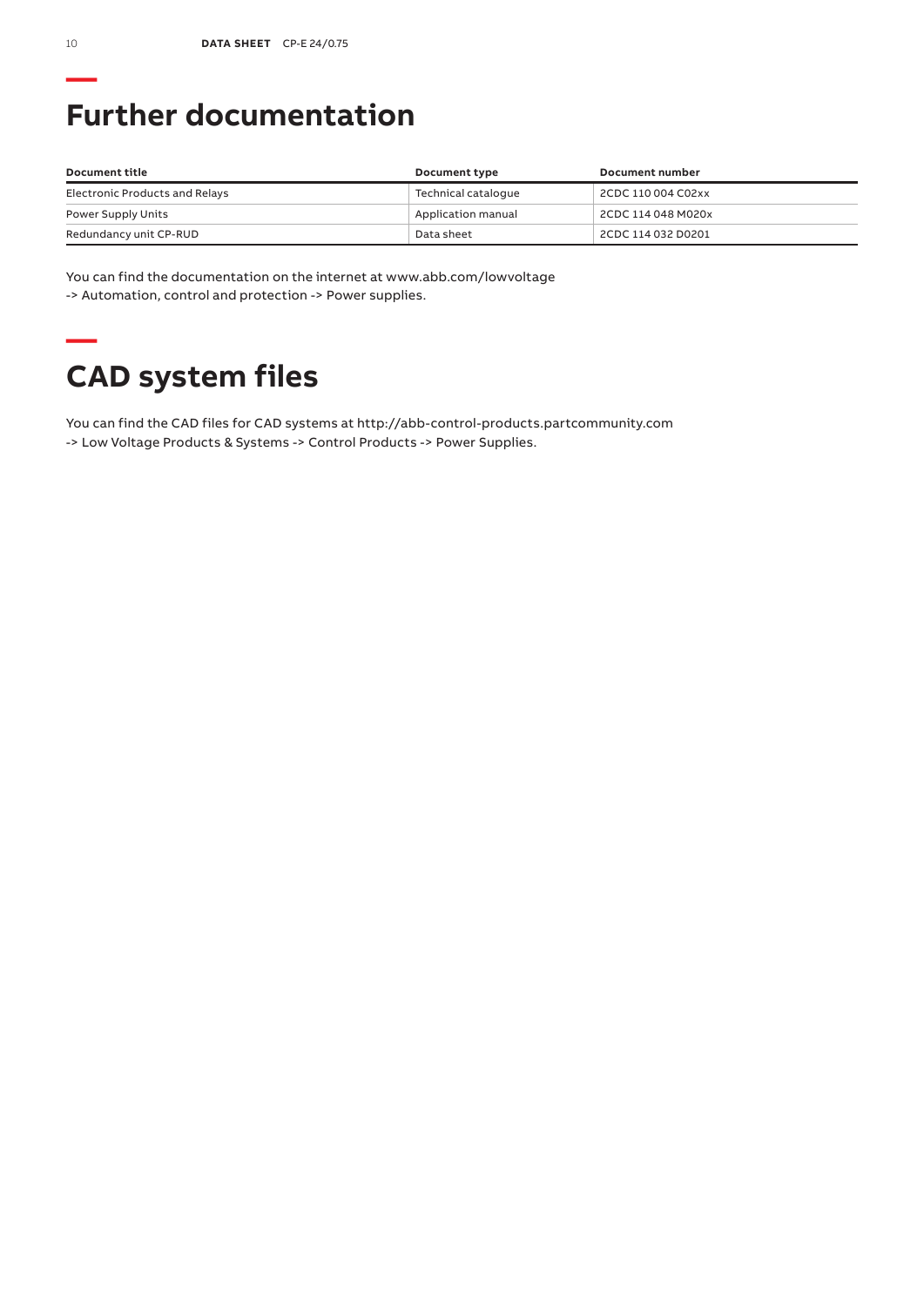## Further documentation

| Document title | Document type | Document number |
| --- | --- | --- |
| Electronic Products and Relays | Technical catalogue | 2CDC 110 004 C02xx |
| Power Supply Units | Application manual | 2CDC 114 048 M020x |
| Redundancy unit CP-RUD | Data sheet | 2CDC 114 032 D0201 |

You can find the documentation on the internet at www.abb.com/lowvoltage
-> Automation, control and protection -> Power supplies.

## CAD system files

You can find the CAD files for CAD systems at http://abb-control-products.partcommunity.com
-> Low Voltage Products & Systems -> Control Products -> Power Supplies.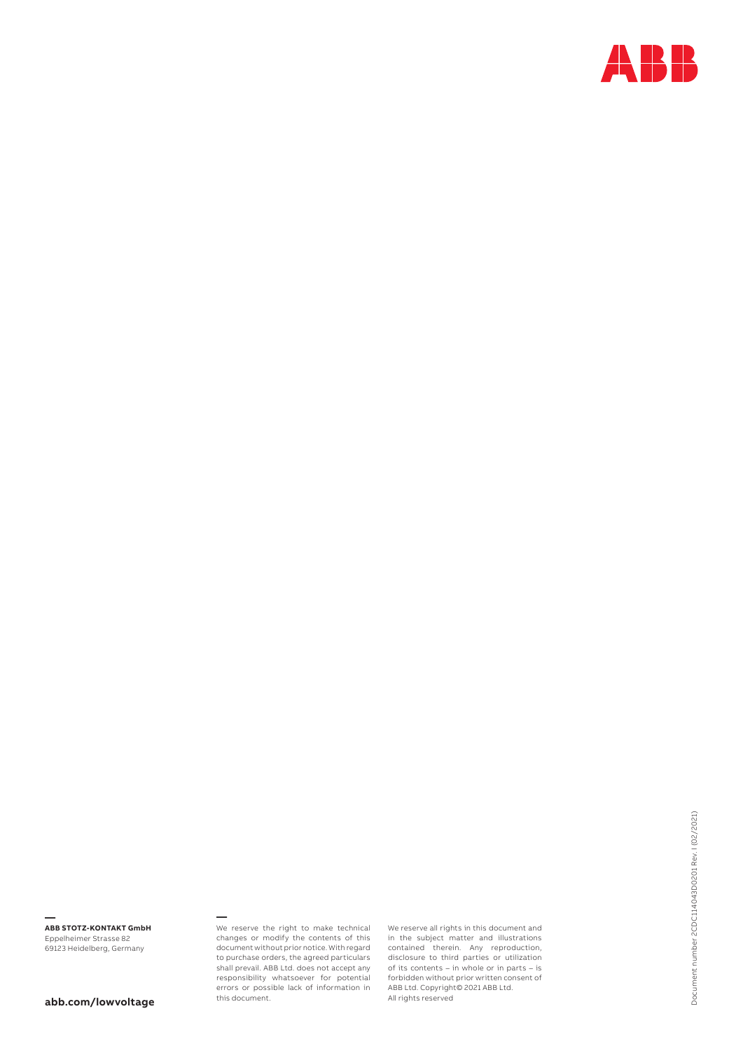**ABB STOTZ-KONTAKT GmbH**
Eppelheimer Strasse 82
69123 Heidelberg, Germany

**abb.com/lowvoltage**

We reserve the right to make technical changes or modify the contents of this document without prior notice. With regard to purchase orders, the agreed particulars shall prevail. ABB Ltd. does not accept any responsibility whatsoever for potential errors or possible lack of information in this document.

We reserve all rights in this document and in the subject matter and illustrations contained therein. Any reproduction, disclosure to third parties or utilization of its contents – in whole or in parts – is forbidden without prior written consent of ABB Ltd. Copyright© 2021 ABB Ltd.
All rights reserved

Document number 2CDC114043D0201 Rev. I (02/2021)